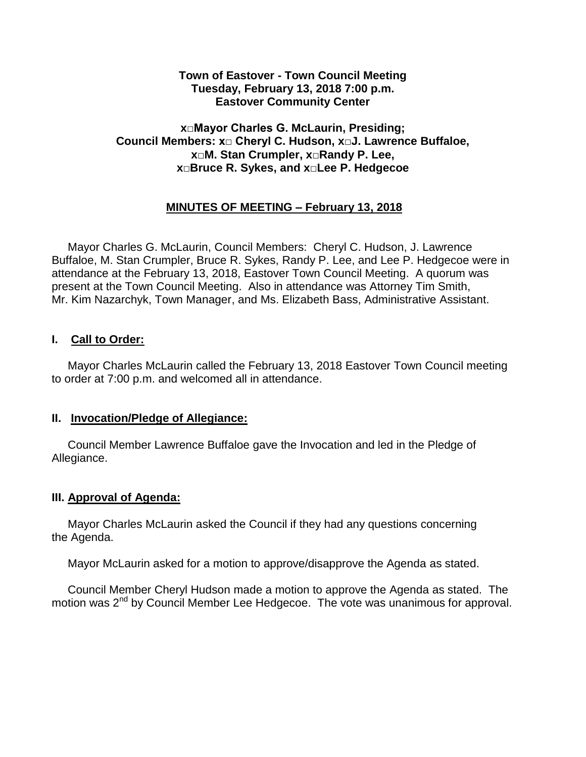**Town of Eastover - Town Council Meeting**
**Tuesday, February 13, 2018 7:00 p.m.**
**Eastover Community Center**

**x□Mayor Charles G. McLaurin, Presiding;**
**Council Members: x□ Cheryl C. Hudson, x□J. Lawrence Buffaloe,**
**x□M. Stan Crumpler, x□Randy P. Lee,**
**x□Bruce R. Sykes, and x□Lee P. Hedgecoe**

**MINUTES OF MEETING – February 13, 2018**

Mayor Charles G. McLaurin, Council Members: Cheryl C. Hudson, J. Lawrence Buffaloe, M. Stan Crumpler, Bruce R. Sykes, Randy P. Lee, and Lee P. Hedgecoe were in attendance at the February 13, 2018, Eastover Town Council Meeting. A quorum was present at the Town Council Meeting. Also in attendance was Attorney Tim Smith, Mr. Kim Nazarchyk, Town Manager, and Ms. Elizabeth Bass, Administrative Assistant.

## I. Call to Order:

Mayor Charles McLaurin called the February 13, 2018 Eastover Town Council meeting to order at 7:00 p.m. and welcomed all in attendance.

## II. Invocation/Pledge of Allegiance:

Council Member Lawrence Buffaloe gave the Invocation and led in the Pledge of Allegiance.

## III. Approval of Agenda:

Mayor Charles McLaurin asked the Council if they had any questions concerning the Agenda.

Mayor McLaurin asked for a motion to approve/disapprove the Agenda as stated.

Council Member Cheryl Hudson made a motion to approve the Agenda as stated. The motion was 2nd by Council Member Lee Hedgecoe. The vote was unanimous for approval.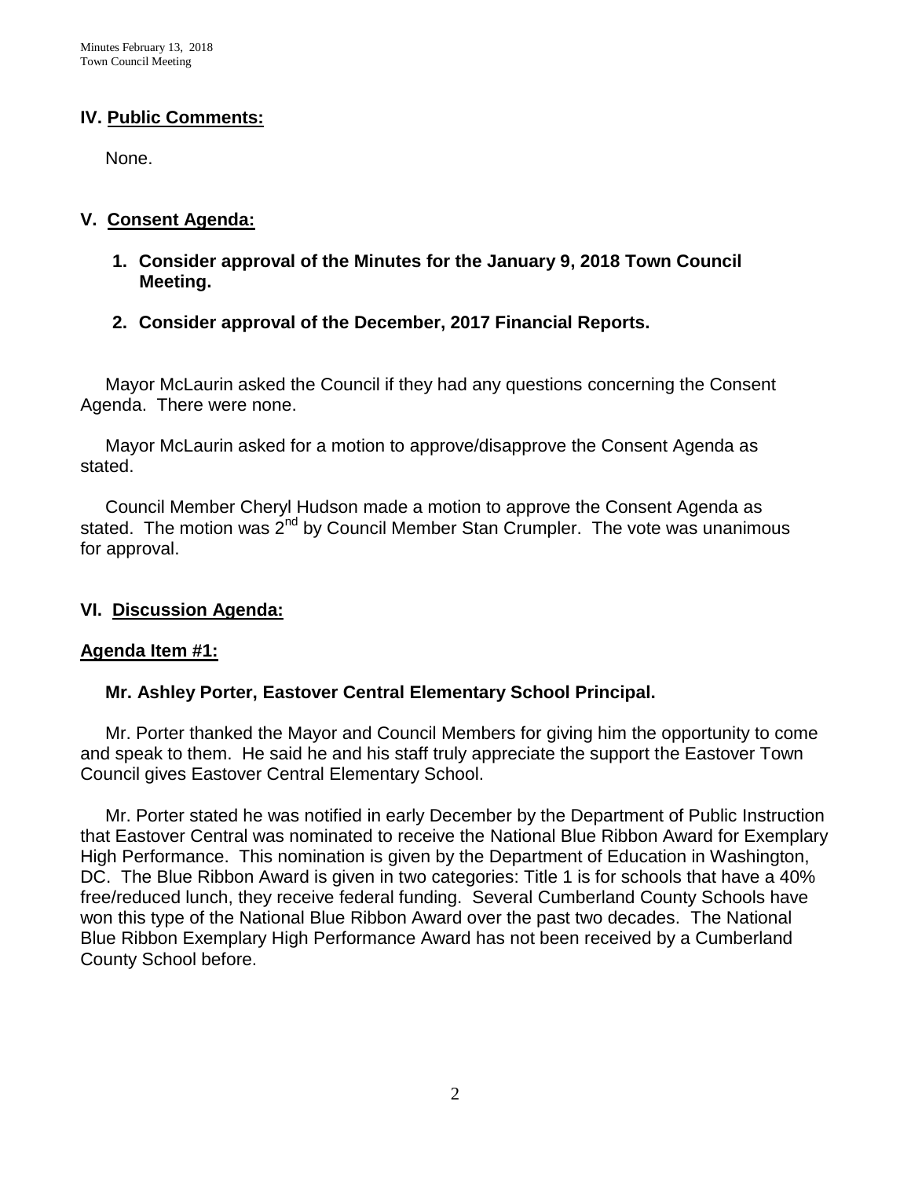## IV. Public Comments:

None.

## V. Consent Agenda:

1. **Consider approval of the Minutes for the January 9, 2018 Town Council Meeting.**

2. **Consider approval of the December, 2017 Financial Reports.**

Mayor McLaurin asked the Council if they had any questions concerning the Consent Agenda. There were none.

Mayor McLaurin asked for a motion to approve/disapprove the Consent Agenda as stated.

Council Member Cheryl Hudson made a motion to approve the Consent Agenda as stated. The motion was 2nd by Council Member Stan Crumpler. The vote was unanimous for approval.

## VI. Discussion Agenda:

### Agenda Item #1:

**Mr. Ashley Porter, Eastover Central Elementary School Principal.**

Mr. Porter thanked the Mayor and Council Members for giving him the opportunity to come and speak to them. He said he and his staff truly appreciate the support the Eastover Town Council gives Eastover Central Elementary School.

Mr. Porter stated he was notified in early December by the Department of Public Instruction that Eastover Central was nominated to receive the National Blue Ribbon Award for Exemplary High Performance. This nomination is given by the Department of Education in Washington, DC. The Blue Ribbon Award is given in two categories: Title 1 is for schools that have a 40% free/reduced lunch, they receive federal funding. Several Cumberland County Schools have won this type of the National Blue Ribbon Award over the past two decades. The National Blue Ribbon Exemplary High Performance Award has not been received by a Cumberland County School before.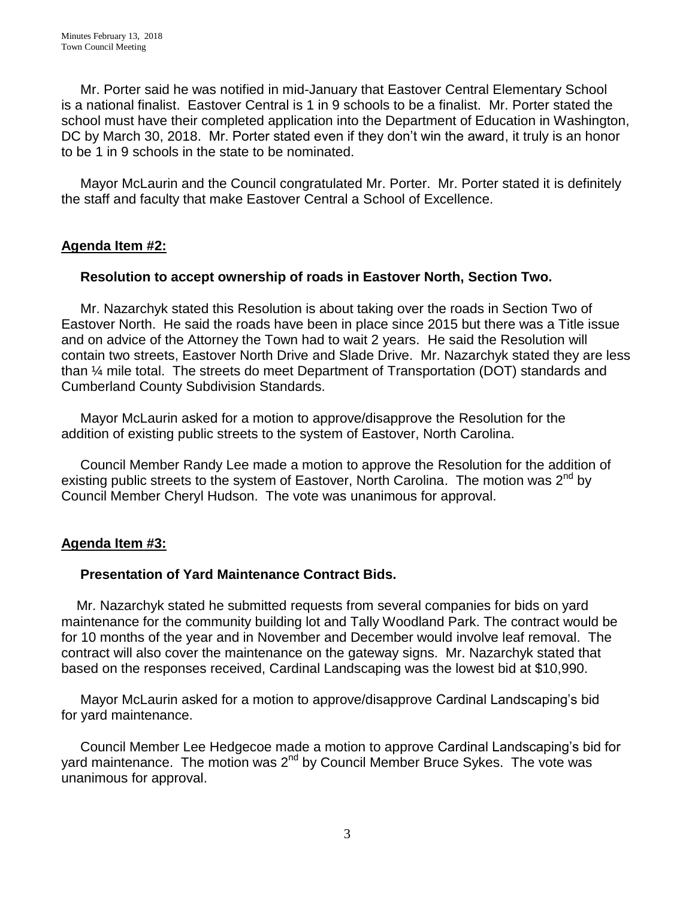Mr. Porter said he was notified in mid-January that Eastover Central Elementary School is a national finalist. Eastover Central is 1 in 9 schools to be a finalist. Mr. Porter stated the school must have their completed application into the Department of Education in Washington, DC by March 30, 2018. Mr. Porter stated even if they don't win the award, it truly is an honor to be 1 in 9 schools in the state to be nominated.

Mayor McLaurin and the Council congratulated Mr. Porter. Mr. Porter stated it is definitely the staff and faculty that make Eastover Central a School of Excellence.

**Agenda Item #2:**

**Resolution to accept ownership of roads in Eastover North, Section Two.**

Mr. Nazarchyk stated this Resolution is about taking over the roads in Section Two of Eastover North. He said the roads have been in place since 2015 but there was a Title issue and on advice of the Attorney the Town had to wait 2 years. He said the Resolution will contain two streets, Eastover North Drive and Slade Drive. Mr. Nazarchyk stated they are less than ¼ mile total. The streets do meet Department of Transportation (DOT) standards and Cumberland County Subdivision Standards.

Mayor McLaurin asked for a motion to approve/disapprove the Resolution for the addition of existing public streets to the system of Eastover, North Carolina.

Council Member Randy Lee made a motion to approve the Resolution for the addition of existing public streets to the system of Eastover, North Carolina. The motion was 2nd by Council Member Cheryl Hudson. The vote was unanimous for approval.

**Agenda Item #3:**

**Presentation of Yard Maintenance Contract Bids.**

Mr. Nazarchyk stated he submitted requests from several companies for bids on yard maintenance for the community building lot and Tally Woodland Park. The contract would be for 10 months of the year and in November and December would involve leaf removal. The contract will also cover the maintenance on the gateway signs. Mr. Nazarchyk stated that based on the responses received, Cardinal Landscaping was the lowest bid at $10,990.

Mayor McLaurin asked for a motion to approve/disapprove Cardinal Landscaping's bid for yard maintenance.

Council Member Lee Hedgecoe made a motion to approve Cardinal Landscaping's bid for yard maintenance. The motion was 2nd by Council Member Bruce Sykes. The vote was unanimous for approval.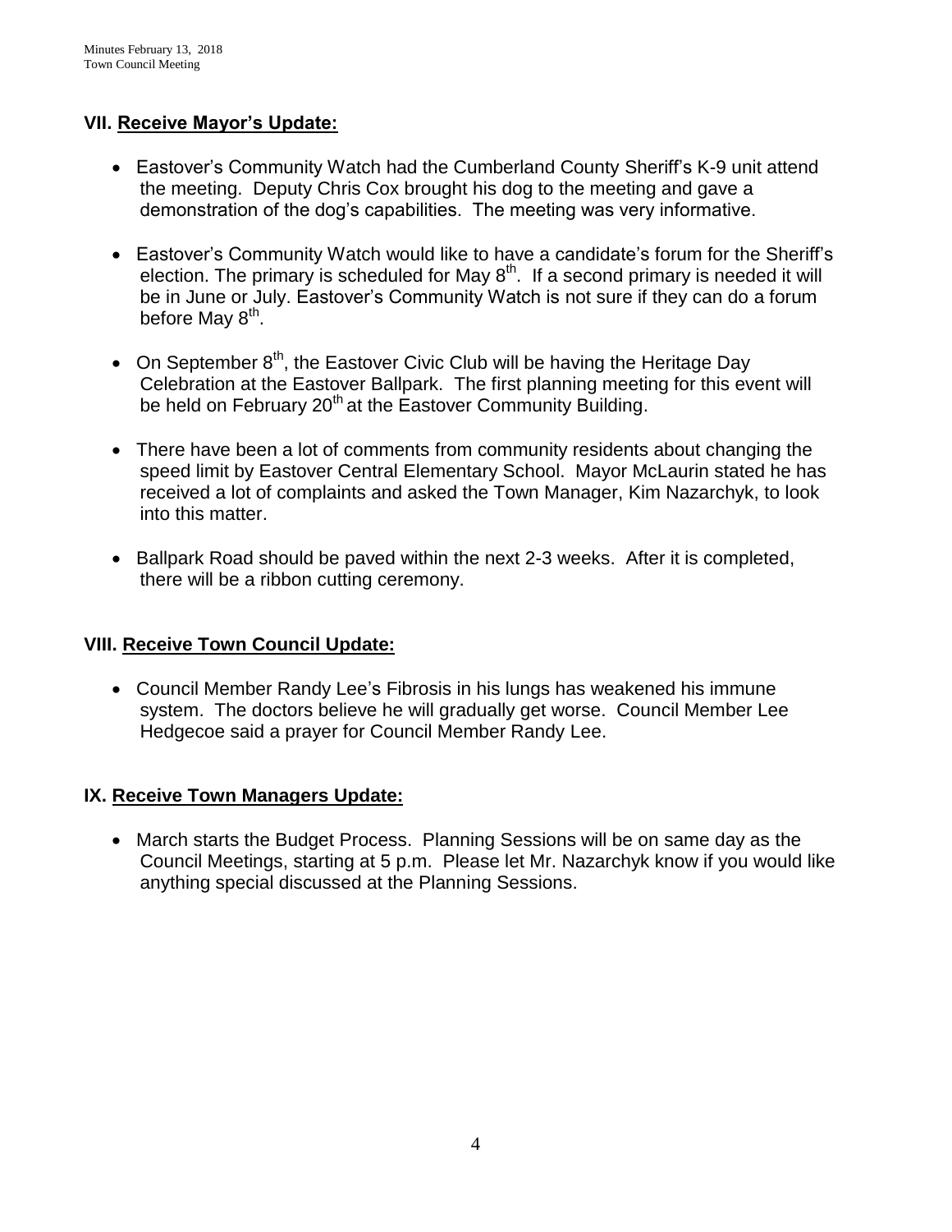## VII. Receive Mayor's Update:

- Eastover's Community Watch had the Cumberland County Sheriff's K-9 unit attend the meeting. Deputy Chris Cox brought his dog to the meeting and gave a demonstration of the dog's capabilities. The meeting was very informative.
- Eastover's Community Watch would like to have a candidate's forum for the Sheriff's election. The primary is scheduled for May 8th. If a second primary is needed it will be in June or July. Eastover's Community Watch is not sure if they can do a forum before May 8th.
- On September 8th, the Eastover Civic Club will be having the Heritage Day Celebration at the Eastover Ballpark. The first planning meeting for this event will be held on February 20th at the Eastover Community Building.
- There have been a lot of comments from community residents about changing the speed limit by Eastover Central Elementary School. Mayor McLaurin stated he has received a lot of complaints and asked the Town Manager, Kim Nazarchyk, to look into this matter.
- Ballpark Road should be paved within the next 2-3 weeks. After it is completed, there will be a ribbon cutting ceremony.

## VIII. Receive Town Council Update:

- Council Member Randy Lee's Fibrosis in his lungs has weakened his immune system. The doctors believe he will gradually get worse. Council Member Lee Hedgecoe said a prayer for Council Member Randy Lee.

## IX. Receive Town Managers Update:

- March starts the Budget Process. Planning Sessions will be on same day as the Council Meetings, starting at 5 p.m. Please let Mr. Nazarchyk know if you would like anything special discussed at the Planning Sessions.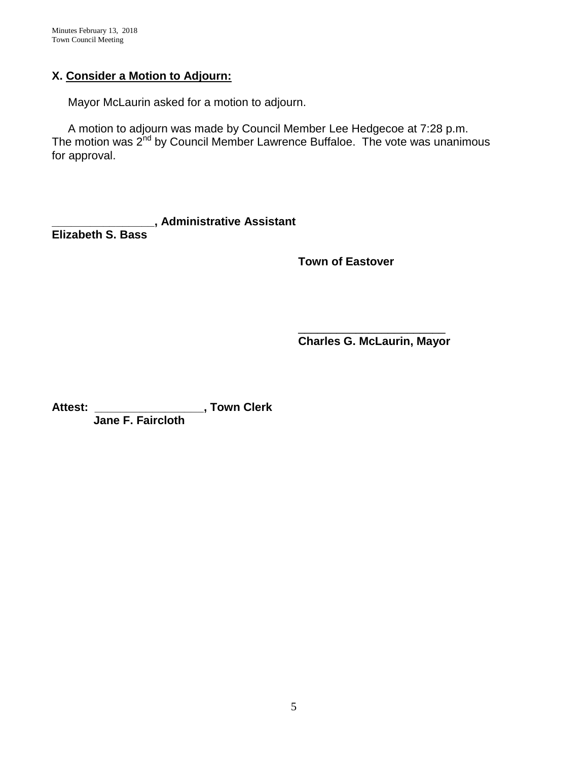### X. Consider a Motion to Adjourn:

Mayor McLaurin asked for a motion to adjourn.

A motion to adjourn was made by Council Member Lee Hedgecoe at 7:28 p.m. The motion was 2nd by Council Member Lawrence Buffaloe. The vote was unanimous for approval.

**________________, Administrative Assistant**
**Elizabeth S. Bass**

**Town of Eastover**

**_______________________**
**Charles G. McLaurin, Mayor**

**Attest: ________________, Town Clerk**
**Jane F. Faircloth**